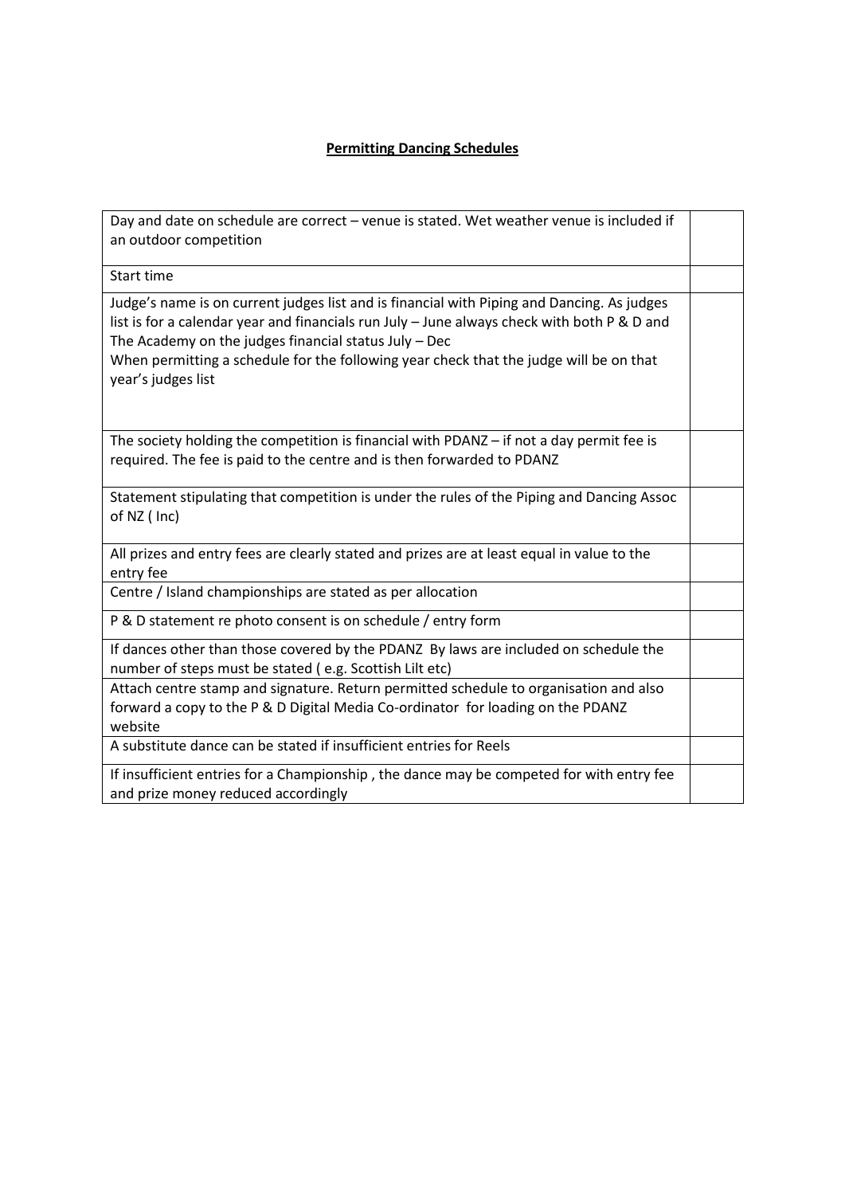# Permitting Dancing Schedules

| | |
|---|---|
| Day and date on schedule are correct – venue is stated. Wet weather venue is included if an outdoor competition | |
| Start time | |
| Judge's name is on current judges list and is financial with Piping and Dancing. As judges list is for a calendar year and financials run July – June always check with both P & D and The Academy on the judges financial status July – Dec<br>When permitting a schedule for the following year check that the judge will be on that year's judges list | |
| The society holding the competition is financial with PDANZ – if not a day permit fee is required. The fee is paid to the centre and is then forwarded to PDANZ | |
| Statement stipulating that competition is under the rules of the Piping and Dancing Assoc of NZ ( Inc) | |
| All prizes and entry fees are clearly stated and prizes are at least equal in value to the entry fee | |
| Centre / Island championships are stated as per allocation | |
| P & D statement re photo consent is on schedule / entry form | |
| If dances other than those covered by the PDANZ By laws are included on schedule the number of steps must be stated ( e.g. Scottish Lilt etc) | |
| Attach centre stamp and signature. Return permitted schedule to organisation and also forward a copy to the P & D Digital Media Co-ordinator for loading on the PDANZ website | |
| A substitute dance can be stated if insufficient entries for Reels | |
| If insufficient entries for a Championship , the dance may be competed for with entry fee and prize money reduced accordingly | |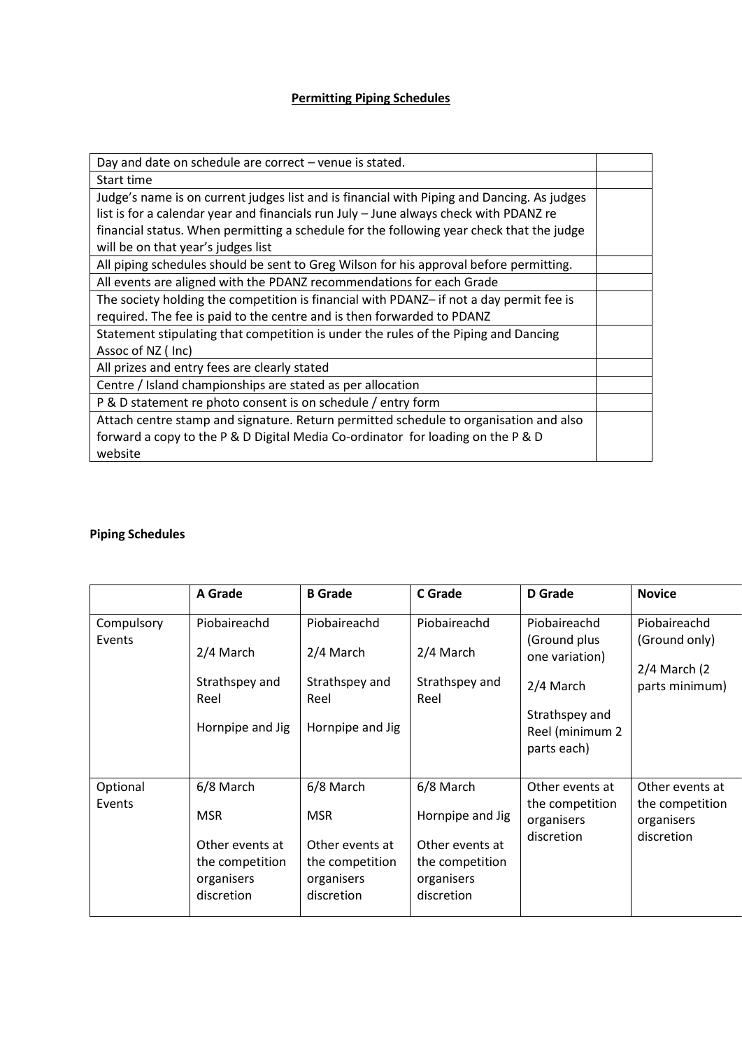# Permitting Piping Schedules

| | |
|---|---|
| Day and date on schedule are correct – venue is stated. | |
| Start time | |
| Judge's name is on current judges list and is financial with Piping and Dancing. As judges list is for a calendar year and financials run July – June always check with PDANZ re financial status. When permitting a schedule for the following year check that the judge will be on that year's judges list | |
| All piping schedules should be sent to Greg Wilson for his approval before permitting. | |
| All events are aligned with the PDANZ recommendations for each Grade | |
| The society holding the competition is financial with PDANZ– if not a day permit fee is required. The fee is paid to the centre and is then forwarded to PDANZ | |
| Statement stipulating that competition is under the rules of the Piping and Dancing Assoc of NZ ( Inc) | |
| All prizes and entry fees are clearly stated | |
| Centre / Island championships are stated as per allocation | |
| P & D statement re photo consent is on schedule / entry form | |
| Attach centre stamp and signature. Return permitted schedule to organisation and also forward a copy to the P & D Digital Media Co-ordinator for loading on the P & D website | |

## Piping Schedules

| | A Grade | B Grade | C Grade | D Grade | Novice |
|---|---|---|---|---|---|
| Compulsory Events | Piobaireachd<br><br>2/4 March<br><br>Strathspey and Reel<br><br>Hornpipe and Jig | Piobaireachd<br><br>2/4 March<br><br>Strathspey and Reel<br><br>Hornpipe and Jig | Piobaireachd<br><br>2/4 March<br><br>Strathspey and Reel | Piobaireachd (Ground plus one variation)<br><br>2/4 March<br><br>Strathspey and Reel (minimum 2 parts each) | Piobaireachd (Ground only)<br><br>2/4 March (2 parts minimum) |
| Optional Events | 6/8 March<br><br>MSR<br><br>Other events at the competition organisers discretion | 6/8 March<br><br>MSR<br><br>Other events at the competition organisers discretion | 6/8 March<br><br>Hornpipe and Jig<br><br>Other events at the competition organisers discretion | Other events at the competition organisers discretion | Other events at the competition organisers discretion |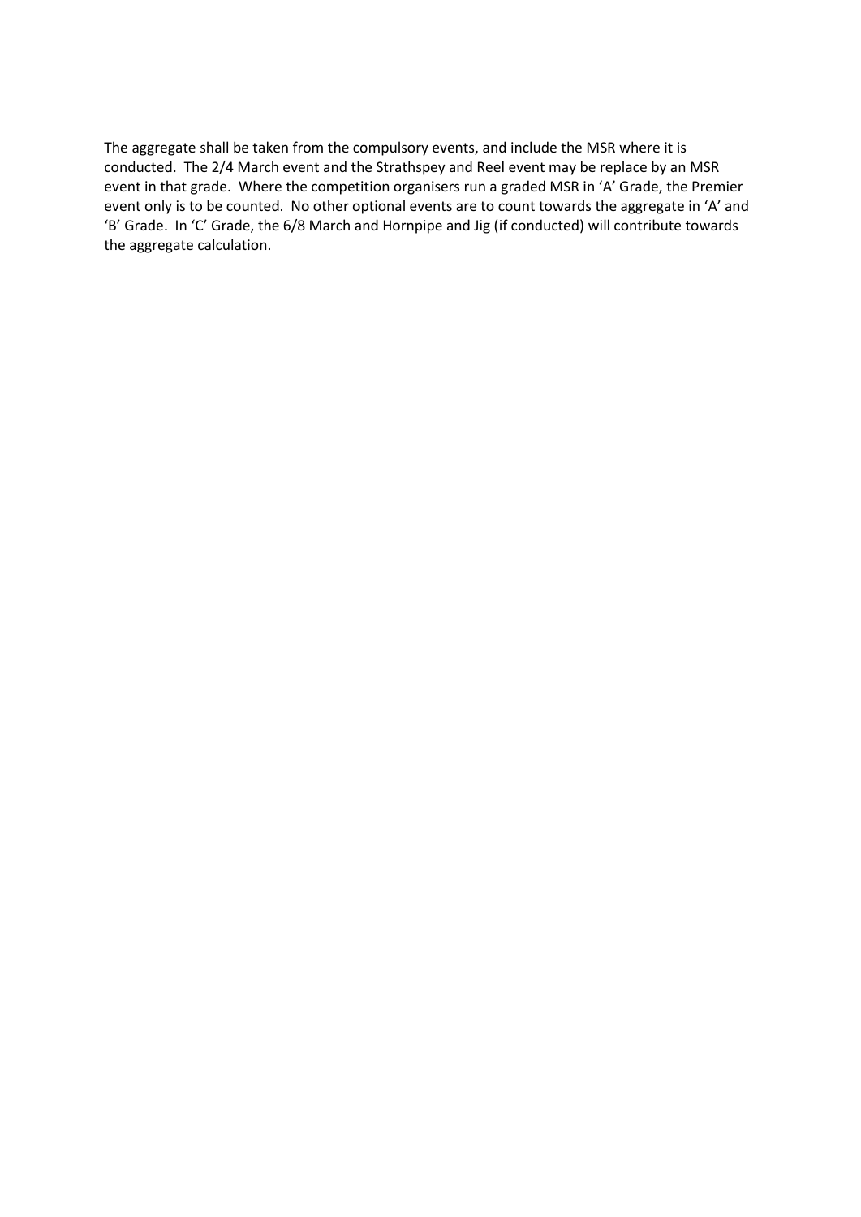The aggregate shall be taken from the compulsory events, and include the MSR where it is conducted. The 2/4 March event and the Strathspey and Reel event may be replace by an MSR event in that grade. Where the competition organisers run a graded MSR in 'A' Grade, the Premier event only is to be counted. No other optional events are to count towards the aggregate in 'A' and 'B' Grade. In 'C' Grade, the 6/8 March and Hornpipe and Jig (if conducted) will contribute towards the aggregate calculation.